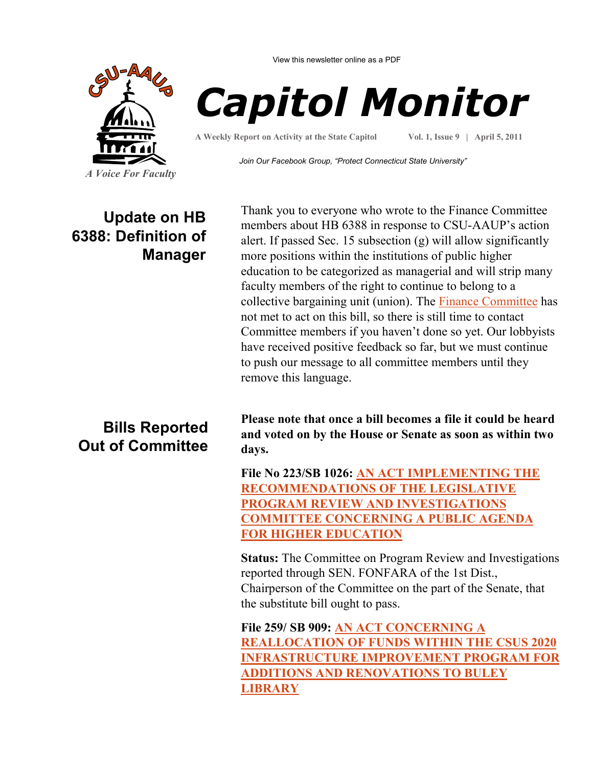View this newsletter online as a PDF

# Capitol Monitor

A Weekly Report on Activity at the State Capitol    Vol. 1, Issue 9 | April 5, 2011

*Join Our Facebook Group, "Protect Connecticut State University"*

CSU-AAUP

*A Voice For Faculty*

## Update on HB 6388: Definition of Manager

Thank you to everyone who wrote to the Finance Committee members about HB 6388 in response to CSU-AAUP's action alert. If passed Sec. 15 subsection (g) will allow significantly more positions within the institutions of public higher education to be categorized as managerial and will strip many faculty members of the right to continue to belong to a collective bargaining unit (union). The Finance Committee has not met to act on this bill, so there is still time to contact Committee members if you haven't done so yet. Our lobbyists have received positive feedback so far, but we must continue to push our message to all committee members until they remove this language.

## Bills Reported Out of Committee

**Please note that once a bill becomes a file it could be heard and voted on by the House or Senate as soon as within two days.**

**File No 223/SB 1026: AN ACT IMPLEMENTING THE RECOMMENDATIONS OF THE LEGISLATIVE PROGRAM REVIEW AND INVESTIGATIONS COMMITTEE CONCERNING A PUBLIC AGENDA FOR HIGHER EDUCATION**

**Status:** The Committee on Program Review and Investigations reported through SEN. FONFARA of the 1st Dist., Chairperson of the Committee on the part of the Senate, that the substitute bill ought to pass.

**File 259/ SB 909: AN ACT CONCERNING A REALLOCATION OF FUNDS WITHIN THE CSUS 2020 INFRASTRUCTURE IMPROVEMENT PROGRAM FOR ADDITIONS AND RENOVATIONS TO BULEY LIBRARY**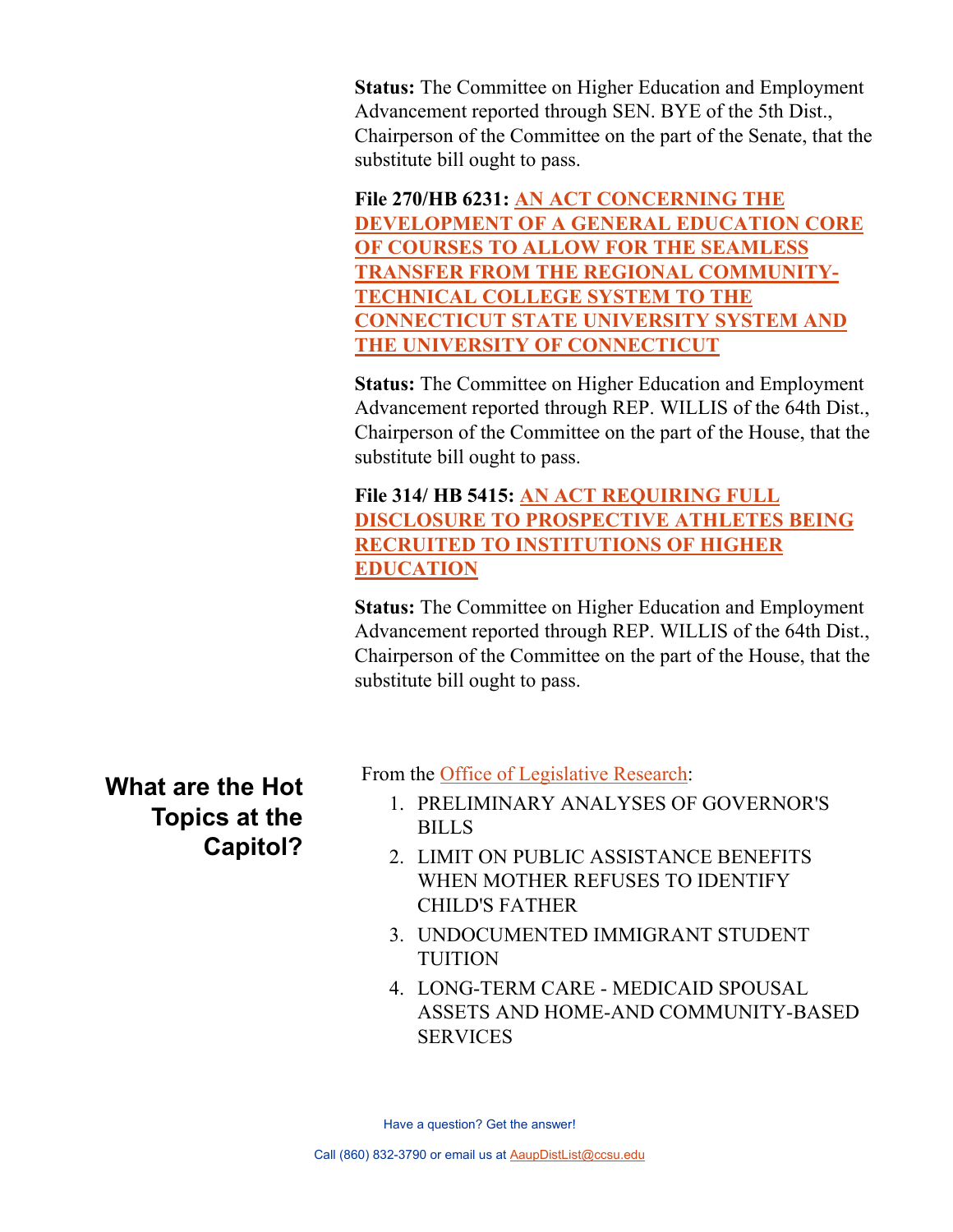**Status:** The Committee on Higher Education and Employment Advancement reported through SEN. BYE of the 5th Dist., Chairperson of the Committee on the part of the Senate, that the substitute bill ought to pass.

**File 270/HB 6231:** **AN ACT CONCERNING THE DEVELOPMENT OF A GENERAL EDUCATION CORE OF COURSES TO ALLOW FOR THE SEAMLESS TRANSFER FROM THE REGIONAL COMMUNITY-TECHNICAL COLLEGE SYSTEM TO THE CONNECTICUT STATE UNIVERSITY SYSTEM AND THE UNIVERSITY OF CONNECTICUT**

**Status:** The Committee on Higher Education and Employment Advancement reported through REP. WILLIS of the 64th Dist., Chairperson of the Committee on the part of the House, that the substitute bill ought to pass.

**File 314/ HB 5415:** **AN ACT REQUIRING FULL DISCLOSURE TO PROSPECTIVE ATHLETES BEING RECRUITED TO INSTITUTIONS OF HIGHER EDUCATION**

**Status:** The Committee on Higher Education and Employment Advancement reported through REP. WILLIS of the 64th Dist., Chairperson of the Committee on the part of the House, that the substitute bill ought to pass.

## What are the Hot Topics at the Capitol?

From the Office of Legislative Research:

1. PRELIMINARY ANALYSES OF GOVERNOR'S BILLS
2. LIMIT ON PUBLIC ASSISTANCE BENEFITS WHEN MOTHER REFUSES TO IDENTIFY CHILD'S FATHER
3. UNDOCUMENTED IMMIGRANT STUDENT TUITION
4. LONG-TERM CARE - MEDICAID SPOUSAL ASSETS AND HOME-AND COMMUNITY-BASED SERVICES

Have a question? Get the answer!

Call (860) 832-3790 or email us at AaupDistList@ccsu.edu